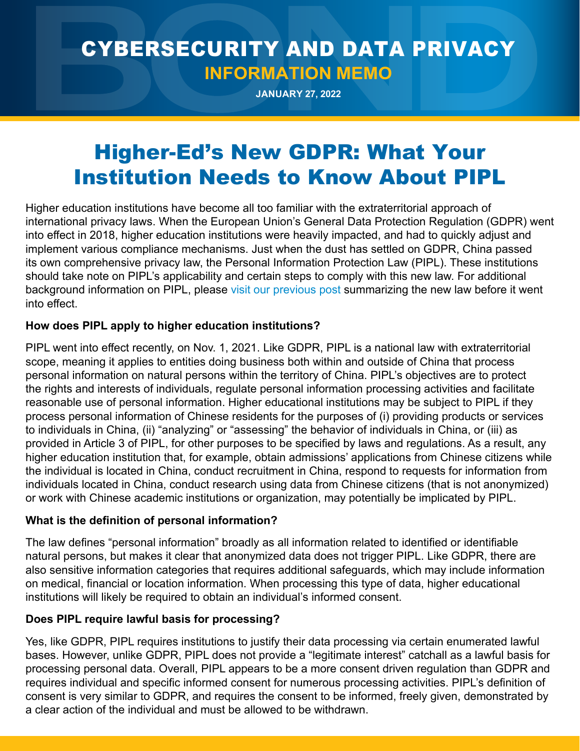# CYBERSECURITY AND DATA PRIVACY

## INFORMATION MEMO

**JANUARY 27, 2022**

# Higher-Ed's New GDPR: What Your Institution Needs to Know About PIPL

Higher education institutions have become all too familiar with the extraterritorial approach of international privacy laws. When the European Union's General Data Protection Regulation (GDPR) went into effect in 2018, higher education institutions were heavily impacted, and had to quickly adjust and implement various compliance mechanisms. Just when the dust has settled on GDPR, China passed its own comprehensive privacy law, the Personal Information Protection Law (PIPL). These institutions should take note on PIPL's applicability and certain steps to comply with this new law. For additional background information on PIPL, please visit our previous post summarizing the new law before it went into effect.

**How does PIPL apply to higher education institutions?**

PIPL went into effect recently, on Nov. 1, 2021. Like GDPR, PIPL is a national law with extraterritorial scope, meaning it applies to entities doing business both within and outside of China that process personal information on natural persons within the territory of China. PIPL's objectives are to protect the rights and interests of individuals, regulate personal information processing activities and facilitate reasonable use of personal information. Higher educational institutions may be subject to PIPL if they process personal information of Chinese residents for the purposes of (i) providing products or services to individuals in China, (ii) "analyzing" or "assessing" the behavior of individuals in China, or (iii) as provided in Article 3 of PIPL, for other purposes to be specified by laws and regulations. As a result, any higher education institution that, for example, obtain admissions' applications from Chinese citizens while the individual is located in China, conduct recruitment in China, respond to requests for information from individuals located in China, conduct research using data from Chinese citizens (that is not anonymized) or work with Chinese academic institutions or organization, may potentially be implicated by PIPL.

**What is the definition of personal information?**

The law defines "personal information" broadly as all information related to identified or identifiable natural persons, but makes it clear that anonymized data does not trigger PIPL. Like GDPR, there are also sensitive information categories that requires additional safeguards, which may include information on medical, financial or location information. When processing this type of data, higher educational institutions will likely be required to obtain an individual's informed consent.

**Does PIPL require lawful basis for processing?**

Yes, like GDPR, PIPL requires institutions to justify their data processing via certain enumerated lawful bases. However, unlike GDPR, PIPL does not provide a "legitimate interest" catchall as a lawful basis for processing personal data. Overall, PIPL appears to be a more consent driven regulation than GDPR and requires individual and specific informed consent for numerous processing activities. PIPL's definition of consent is very similar to GDPR, and requires the consent to be informed, freely given, demonstrated by a clear action of the individual and must be allowed to be withdrawn.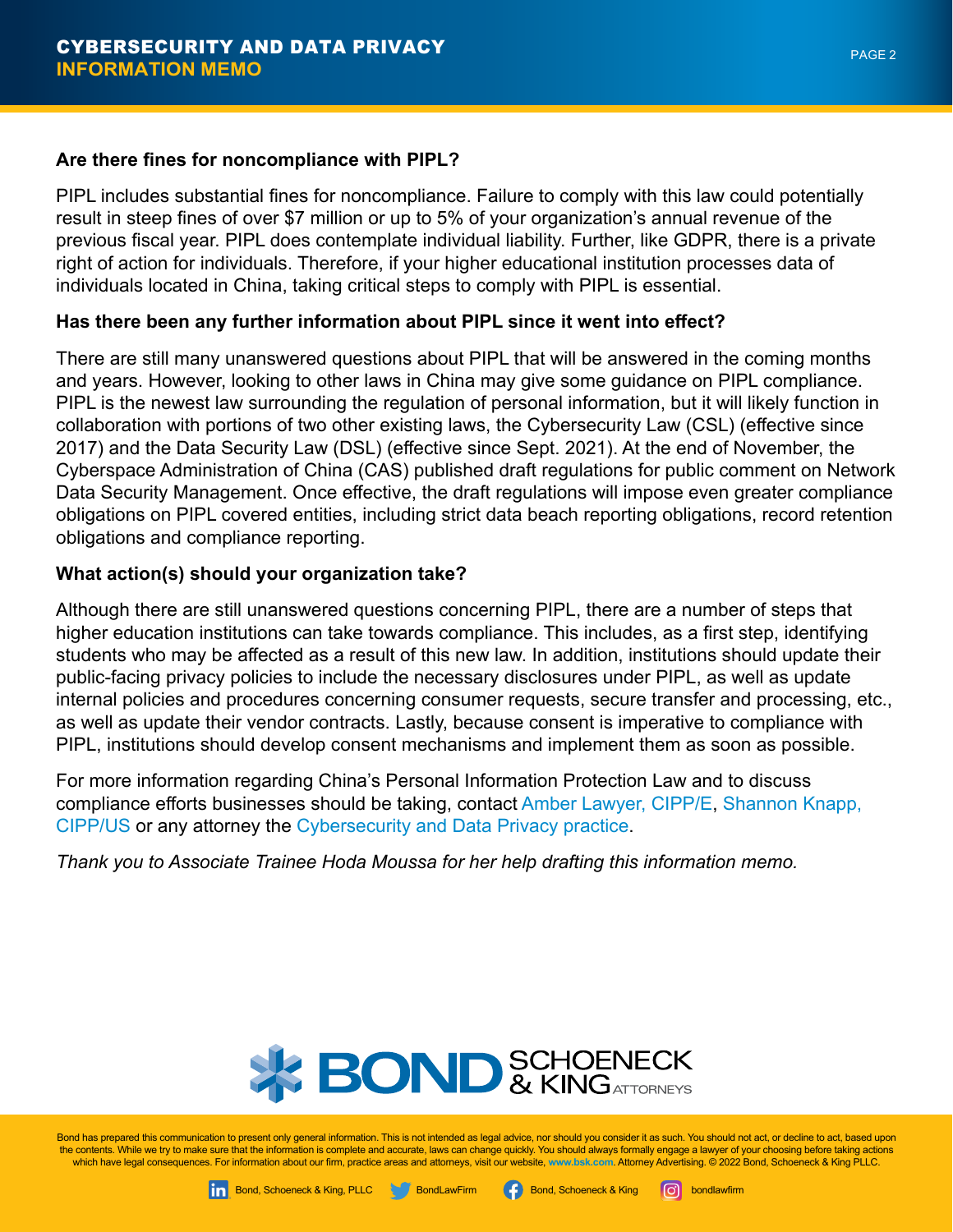**Are there fines for noncompliance with PIPL?**

PIPL includes substantial fines for noncompliance. Failure to comply with this law could potentially result in steep fines of over $7 million or up to 5% of your organization's annual revenue of the previous fiscal year. PIPL does contemplate individual liability. Further, like GDPR, there is a private right of action for individuals. Therefore, if your higher educational institution processes data of individuals located in China, taking critical steps to comply with PIPL is essential.

**Has there been any further information about PIPL since it went into effect?**

There are still many unanswered questions about PIPL that will be answered in the coming months and years. However, looking to other laws in China may give some guidance on PIPL compliance. PIPL is the newest law surrounding the regulation of personal information, but it will likely function in collaboration with portions of two other existing laws, the Cybersecurity Law (CSL) (effective since 2017) and the Data Security Law (DSL) (effective since Sept. 2021). At the end of November, the Cyberspace Administration of China (CAS) published draft regulations for public comment on Network Data Security Management. Once effective, the draft regulations will impose even greater compliance obligations on PIPL covered entities, including strict data beach reporting obligations, record retention obligations and compliance reporting.

**What action(s) should your organization take?**

Although there are still unanswered questions concerning PIPL, there are a number of steps that higher education institutions can take towards compliance. This includes, as a first step, identifying students who may be affected as a result of this new law. In addition, institutions should update their public-facing privacy policies to include the necessary disclosures under PIPL, as well as update internal policies and procedures concerning consumer requests, secure transfer and processing, etc., as well as update their vendor contracts. Lastly, because consent is imperative to compliance with PIPL, institutions should develop consent mechanisms and implement them as soon as possible.

For more information regarding China's Personal Information Protection Law and to discuss compliance efforts businesses should be taking, contact Amber Lawyer, CIPP/E, Shannon Knapp, CIPP/US or any attorney the Cybersecurity and Data Privacy practice.

*Thank you to Associate Trainee Hoda Moussa for her help drafting this information memo.*

BOND SCHOENECK & KING ATTORNEYS

Bond has prepared this communication to present only general information. This is not intended as legal advice, nor should you consider it as such. You should not act, or decline to act, based upon the contents. While we try to make sure that the information is complete and accurate, laws can change quickly. You should always formally engage a lawyer of your choosing before taking actions which have legal consequences. For information about our firm, practice areas and attorneys, visit our website, www.bsk.com. Attorney Advertising. © 2022 Bond, Schoeneck & King PLLC.

Bond, Schoeneck & King, PLLC | BondLawFirm | Bond, Schoeneck & King | bondlawfirm